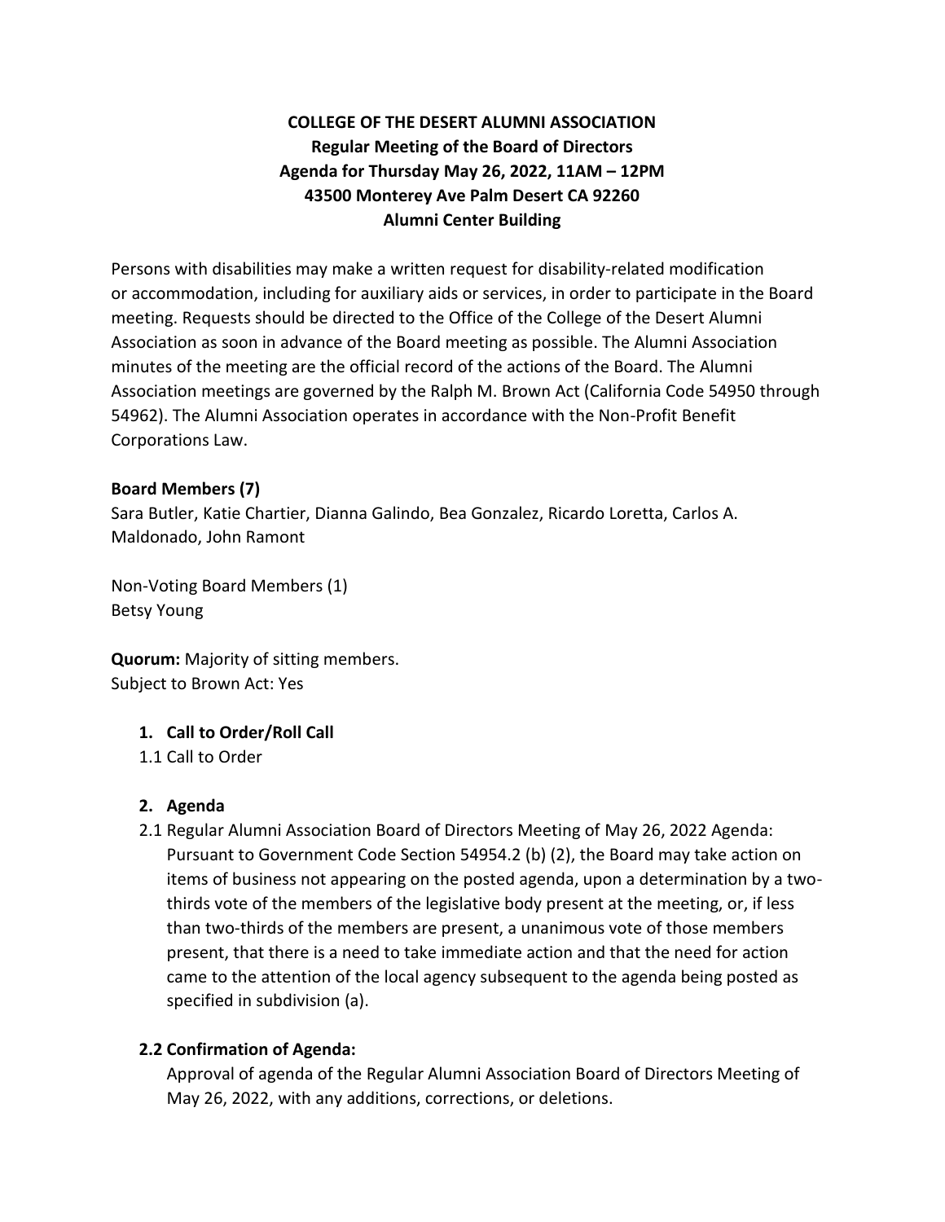# COLLEGE OF THE DESERT ALUMNI ASSOCIATION
## Regular Meeting of the Board of Directors
## Agenda for Thursday May 26, 2022, 11AM – 12PM
## 43500 Monterey Ave Palm Desert CA 92260
## Alumni Center Building

Persons with disabilities may make a written request for disability-related modification or accommodation, including for auxiliary aids or services, in order to participate in the Board meeting. Requests should be directed to the Office of the College of the Desert Alumni Association as soon in advance of the Board meeting as possible. The Alumni Association minutes of the meeting are the official record of the actions of the Board. The Alumni Association meetings are governed by the Ralph M. Brown Act (California Code 54950 through 54962). The Alumni Association operates in accordance with the Non-Profit Benefit Corporations Law.

**Board Members (7)**
Sara Butler, Katie Chartier, Dianna Galindo, Bea Gonzalez, Ricardo Loretta, Carlos A. Maldonado, John Ramont

Non-Voting Board Members (1)
Betsy Young

**Quorum:** Majority of sitting members.
Subject to Brown Act: Yes

1. **Call to Order/Roll Call**

1.1 Call to Order

2. **Agenda**

2.1 Regular Alumni Association Board of Directors Meeting of May 26, 2022 Agenda: Pursuant to Government Code Section 54954.2 (b) (2), the Board may take action on items of business not appearing on the posted agenda, upon a determination by a two-thirds vote of the members of the legislative body present at the meeting, or, if less than two-thirds of the members are present, a unanimous vote of those members present, that there is a need to take immediate action and that the need for action came to the attention of the local agency subsequent to the agenda being posted as specified in subdivision (a).

**2.2 Confirmation of Agenda:**

Approval of agenda of the Regular Alumni Association Board of Directors Meeting of May 26, 2022, with any additions, corrections, or deletions.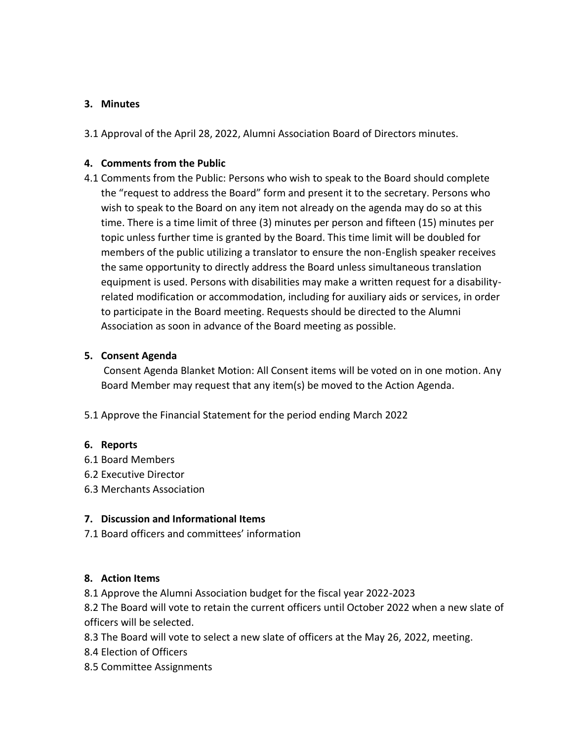## 3. Minutes

3.1 Approval of the April 28, 2022, Alumni Association Board of Directors minutes.

## 4. Comments from the Public

4.1 Comments from the Public: Persons who wish to speak to the Board should complete the "request to address the Board" form and present it to the secretary. Persons who wish to speak to the Board on any item not already on the agenda may do so at this time. There is a time limit of three (3) minutes per person and fifteen (15) minutes per topic unless further time is granted by the Board. This time limit will be doubled for members of the public utilizing a translator to ensure the non-English speaker receives the same opportunity to directly address the Board unless simultaneous translation equipment is used. Persons with disabilities may make a written request for a disability-related modification or accommodation, including for auxiliary aids or services, in order to participate in the Board meeting. Requests should be directed to the Alumni Association as soon in advance of the Board meeting as possible.

## 5. Consent Agenda

Consent Agenda Blanket Motion: All Consent items will be voted on in one motion. Any Board Member may request that any item(s) be moved to the Action Agenda.

5.1 Approve the Financial Statement for the period ending March 2022

## 6. Reports

6.1 Board Members
6.2 Executive Director
6.3 Merchants Association

## 7. Discussion and Informational Items

7.1 Board officers and committees' information

## 8. Action Items

8.1 Approve the Alumni Association budget for the fiscal year 2022-2023
8.2 The Board will vote to retain the current officers until October 2022 when a new slate of officers will be selected.
8.3 The Board will vote to select a new slate of officers at the May 26, 2022, meeting.
8.4 Election of Officers
8.5 Committee Assignments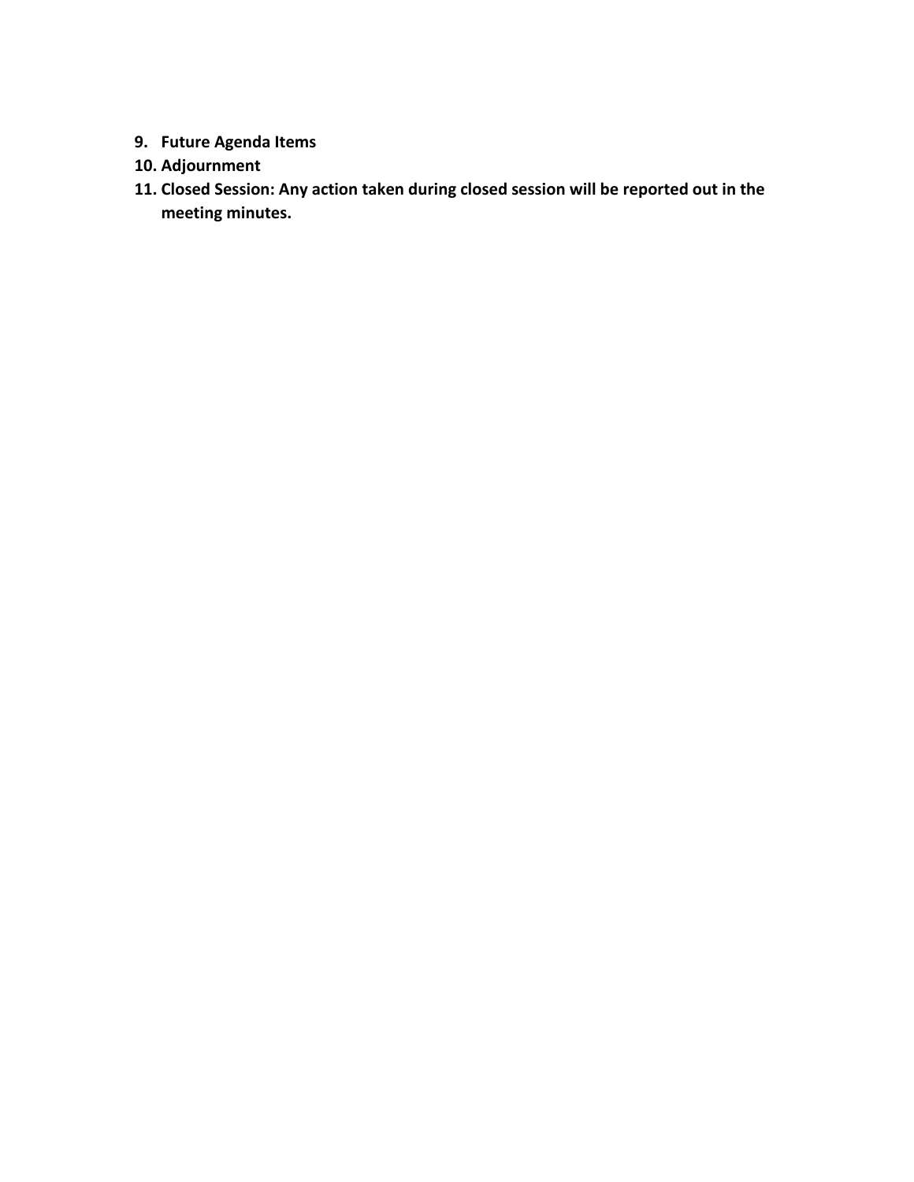9. **Future Agenda Items**
10. **Adjournment**
11. **Closed Session: Any action taken during closed session will be reported out in the meeting minutes.**